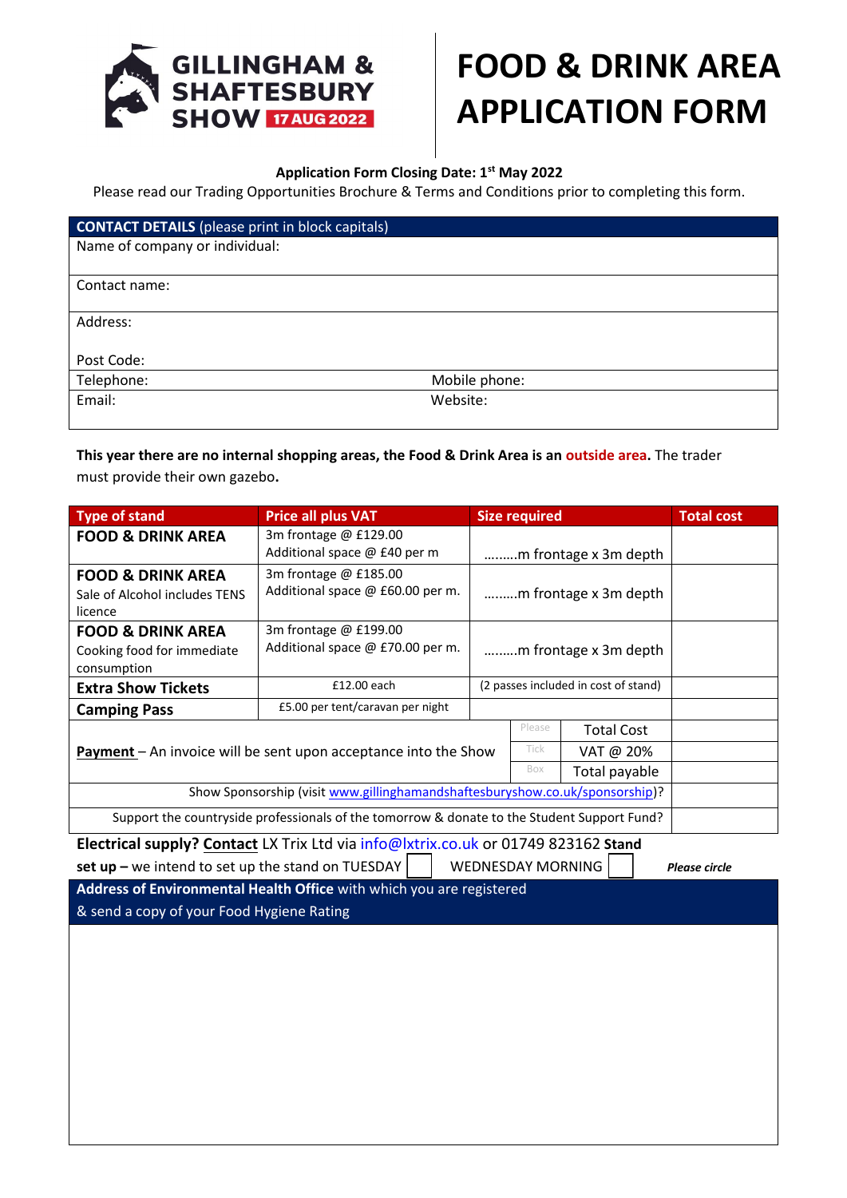GILLINGHAM & SHAFTESBURY SHOW 17 AUG 2022

# FOOD & DRINK AREA APPLICATION FORM

**Application Form Closing Date: 1st May 2022**

Please read our Trading Opportunities Brochure & Terms and Conditions prior to completing this form.

| **CONTACT DETAILS** (please print in block capitals) | |
|---|---|
| Name of company or individual: | |
| Contact name: | |
| Address:<br><br>Post Code: | |
| Telephone: | Mobile phone: |
| Email: | Website: |

**This year there are no internal shopping areas, the Food & Drink Area is an outside area.** The trader must provide their own gazebo**.**

| Type of stand | Price all plus VAT | Size required | | | Total cost |
|---|---|---|---|---|---|
| **FOOD & DRINK AREA** | 3m frontage @ £129.00<br>Additional space @ £40 per m | ……..m frontage x 3m depth | | | |
| **FOOD & DRINK AREA**<br>Sale of Alcohol includes TENS licence | 3m frontage @ £185.00<br>Additional space @ £60.00 per m. | ……..m frontage x 3m depth | | | |
| **FOOD & DRINK AREA**<br>Cooking food for immediate consumption | 3m frontage @ £199.00<br>Additional space @ £70.00 per m. | ……..m frontage x 3m depth | | | |
| **Extra Show Tickets** | £12.00 each | (2 passes included in cost of stand) | | | |
| **Camping Pass** | £5.00 per tent/caravan per night | | | | |
| **Payment** – An invoice will be sent upon acceptance into the Show | | | Please | Total Cost | |
| | | | Tick | VAT @ 20% | |
| | | | Box | Total payable | |
| Show Sponsorship (visit www.gillinghamandshaftesburyshow.co.uk/sponsorship)? | | | | | |
| Support the countryside professionals of the tomorrow & donate to the Student Support Fund? | | | | | |

**Electrical supply? Contact** LX Trix Ltd via info@lxtrix.co.uk or 01749 823162 **Stand set up –** we intend to set up the stand on TUESDAY ☐ WEDNESDAY MORNING ☐ ***Please circle***

**Address of Environmental Health Office** with which you are registered & send a copy of your Food Hygiene Rating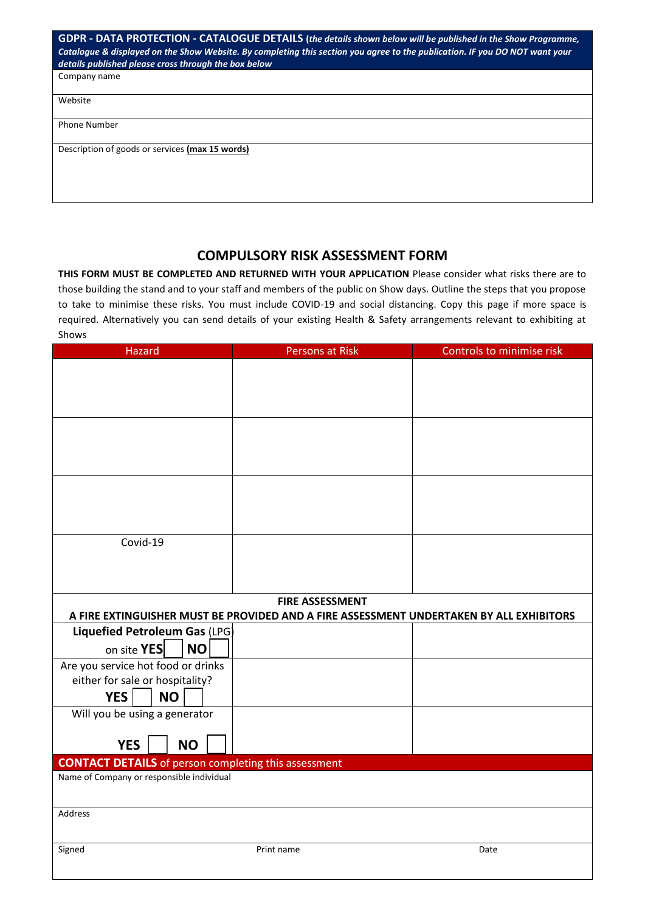| **GDPR - DATA PROTECTION - CATALOGUE DETAILS** (***the details shown below will be published in the Show Programme, Catalogue & displayed on the Show Website. By completing this section you agree to the publication. IF you DO NOT want your details published please cross through the box below*** |
|---|
| Company name |
| Website |
| Phone Number |
| Description of goods or services **(max 15 words)** |

## COMPULSORY RISK ASSESSMENT FORM

**THIS FORM MUST BE COMPLETED AND RETURNED WITH YOUR APPLICATION** Please consider what risks there are to those building the stand and to your staff and members of the public on Show days. Outline the steps that you propose to take to minimise these risks. You must include COVID-19 and social distancing. Copy this page if more space is required. Alternatively you can send details of your existing Health & Safety arrangements relevant to exhibiting at Shows

| Hazard | Persons at Risk | Controls to minimise risk |
|---|---|---|
| | | |
| | | |
| | | |
| Covid-19 | | |
| **FIRE ASSESSMENT** **A FIRE EXTINGUISHER MUST BE PROVIDED AND A FIRE ASSESSMENT UNDERTAKEN BY ALL EXHIBITORS** | | |
| **Liquefied Petroleum Gas** (LPG) on site **YES** ☐ **NO** ☐ | | |
| Are you service hot food or drinks either for sale or hospitality? **YES** ☐ **NO** ☐ | | |
| Will you be using a generator **YES** ☐ **NO** ☐ | | |

| **CONTACT DETAILS** of person completing this assessment | | |
|---|---|---|
| Name of Company or responsible individual | | |
| Address | | |
| Signed | Print name | Date |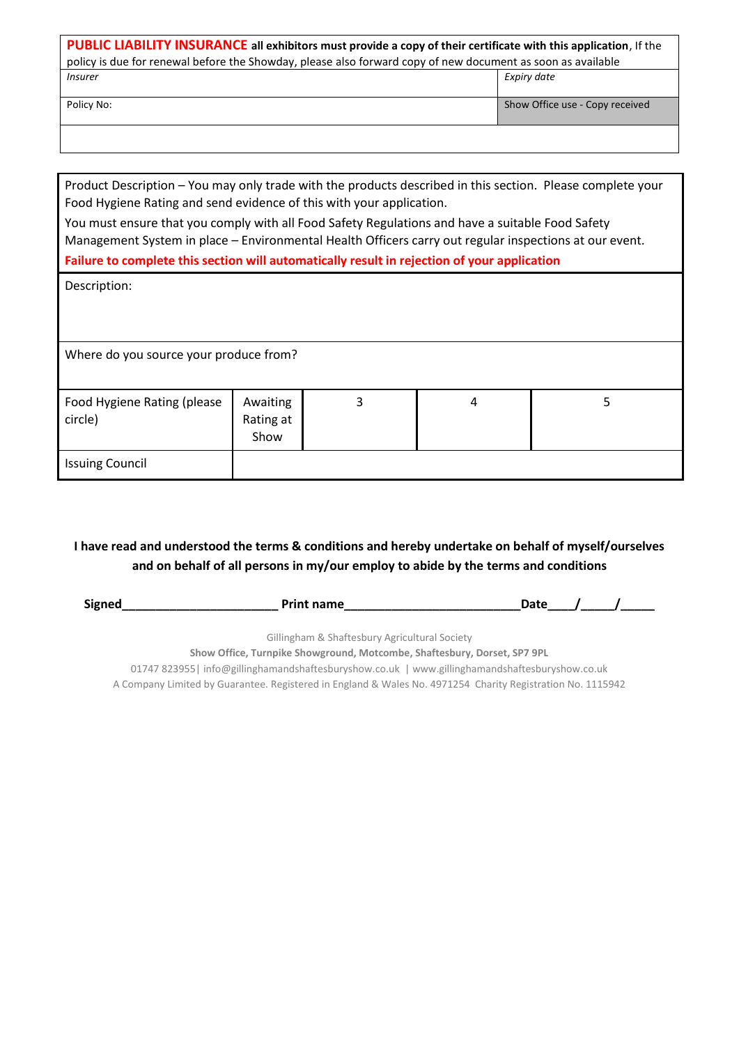| | |
|---|---|
| **PUBLIC LIABILITY INSURANCE all exhibitors must provide a copy of their certificate with this application**, If the policy is due for renewal before the Showday, please also forward copy of new document as soon as available | |
| *Insurer* | *Expiry date* |
| Policy No: | Show Office use - Copy received |
| | |

| | | | | |
|---|---|---|---|---|
| Product Description – You may only trade with the products described in this section. Please complete your Food Hygiene Rating and send evidence of this with your application.<br>You must ensure that you comply with all Food Safety Regulations and have a suitable Food Safety Management System in place – Environmental Health Officers carry out regular inspections at our event.<br>**Failure to complete this section will automatically result in rejection of your application** | | | | |
| Description: | | | | |
| Where do you source your produce from? | | | | |
| Food Hygiene Rating (please circle) | Awaiting Rating at Show | 3 | 4 | 5 |
| Issuing Council | | | | |

**I have read and understood the terms & conditions and hereby undertake on behalf of myself/ourselves and on behalf of all persons in my/our employ to abide by the terms and conditions**

**Signed______________________ Print name_________________________Date____/_____/_____**

Gillingham & Shaftesbury Agricultural Society
**Show Office, Turnpike Showground, Motcombe, Shaftesbury, Dorset, SP7 9PL**
01747 823955| info@gillinghamandshaftesburyshow.co.uk | www.gillinghamandshaftesburyshow.co.uk
A Company Limited by Guarantee. Registered in England & Wales No. 4971254 Charity Registration No. 1115942